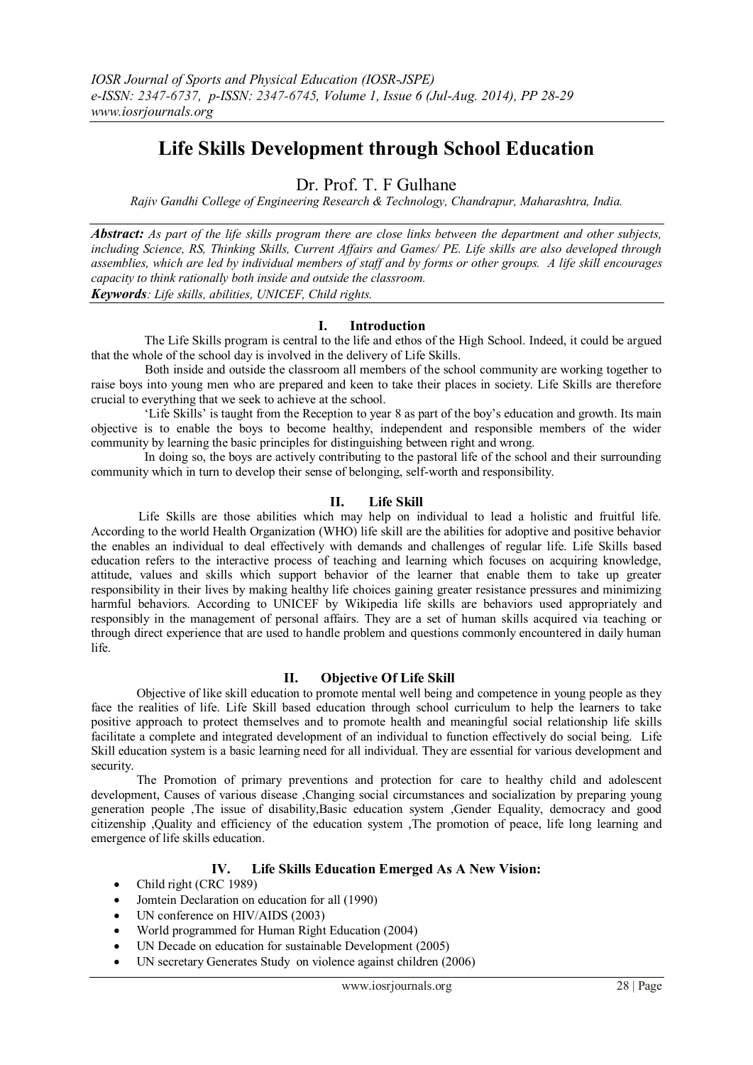# Life Skills Development through School Education

Dr. Prof. T. F Gulhane

*Rajiv Gandhi College of Engineering Research & Technology, Chandrapur, Maharashtra, India.*

***Abstract:*** *As part of the life skills program there are close links between the department and other subjects, including Science, RS, Thinking Skills, Current Affairs and Games/ PE. Life skills are also developed through assemblies, which are led by individual members of staff and by forms or other groups. A life skill encourages capacity to think rationally both inside and outside the classroom.*

***Keywords****: Life skills, abilities, UNICEF, Child rights.*

## I. Introduction

The Life Skills program is central to the life and ethos of the High School. Indeed, it could be argued that the whole of the school day is involved in the delivery of Life Skills.

Both inside and outside the classroom all members of the school community are working together to raise boys into young men who are prepared and keen to take their places in society. Life Skills are therefore crucial to everything that we seek to achieve at the school.

'Life Skills' is taught from the Reception to year 8 as part of the boy's education and growth. Its main objective is to enable the boys to become healthy, independent and responsible members of the wider community by learning the basic principles for distinguishing between right and wrong.

In doing so, the boys are actively contributing to the pastoral life of the school and their surrounding community which in turn to develop their sense of belonging, self-worth and responsibility.

## II. Life Skill

Life Skills are those abilities which may help on individual to lead a holistic and fruitful life. According to the world Health Organization (WHO) life skill are the abilities for adoptive and positive behavior the enables an individual to deal effectively with demands and challenges of regular life. Life Skills based education refers to the interactive process of teaching and learning which focuses on acquiring knowledge, attitude, values and skills which support behavior of the learner that enable them to take up greater responsibility in their lives by making healthy life choices gaining greater resistance pressures and minimizing harmful behaviors. According to UNICEF by Wikipedia life skills are behaviors used appropriately and responsibly in the management of personal affairs. They are a set of human skills acquired via teaching or through direct experience that are used to handle problem and questions commonly encountered in daily human life.

## II. Objective Of Life Skill

Objective of like skill education to promote mental well being and competence in young people as they face the realities of life. Life Skill based education through school curriculum to help the learners to take positive approach to protect themselves and to promote health and meaningful social relationship life skills facilitate a complete and integrated development of an individual to function effectively do social being. Life Skill education system is a basic learning need for all individual. They are essential for various development and security.

The Promotion of primary preventions and protection for care to healthy child and adolescent development, Causes of various disease ,Changing social circumstances and socialization by preparing young generation people ,The issue of disability,Basic education system ,Gender Equality, democracy and good citizenship ,Quality and efficiency of the education system ,The promotion of peace, life long learning and emergence of life skills education.

## IV. Life Skills Education Emerged As A New Vision:

- Child right (CRC 1989)
- Jomtein Declaration on education for all (1990)
- UN conference on HIV/AIDS (2003)
- World programmed for Human Right Education (2004)
- UN Decade on education for sustainable Development (2005)
- UN secretary Generates Study on violence against children (2006)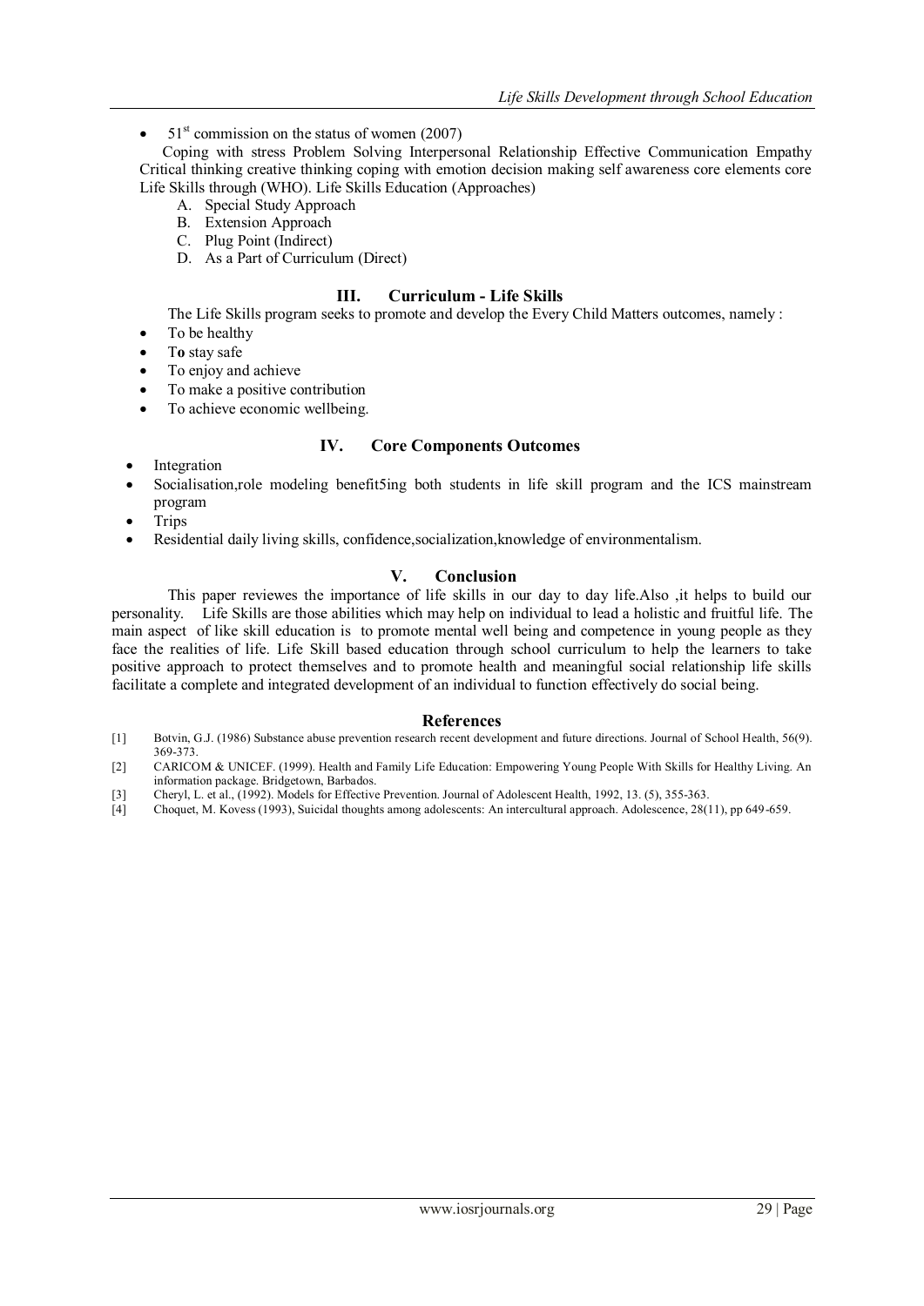- 51st commission on the status of women (2007)

Coping with stress Problem Solving Interpersonal Relationship Effective Communication Empathy Critical thinking creative thinking coping with emotion decision making self awareness core elements core Life Skills through (WHO). Life Skills Education (Approaches)

A. Special Study Approach
B. Extension Approach
C. Plug Point (Indirect)
D. As a Part of Curriculum (Direct)

## III. Curriculum - Life Skills

The Life Skills program seeks to promote and develop the Every Child Matters outcomes, namely :

- To be healthy
- To stay safe
- To enjoy and achieve
- To make a positive contribution
- To achieve economic wellbeing.

## IV. Core Components Outcomes

- Integration
- Socialisation,role modeling benefit5ing both students in life skill program and the ICS mainstream program
- Trips
- Residential daily living skills, confidence,socialization,knowledge of environmentalism.

## V. Conclusion

This paper reviewes the importance of life skills in our day to day life.Also ,it helps to build our personality. Life Skills are those abilities which may help on individual to lead a holistic and fruitful life. The main aspect of like skill education is to promote mental well being and competence in young people as they face the realities of life. Life Skill based education through school curriculum to help the learners to take positive approach to protect themselves and to promote health and meaningful social relationship life skills facilitate a complete and integrated development of an individual to function effectively do social being.

## References

[1] Botvin, G.J. (1986) Substance abuse prevention research recent development and future directions. Journal of School Health, 56(9). 369-373.

[2] CARICOM & UNICEF. (1999). Health and Family Life Education: Empowering Young People With Skills for Healthy Living. An information package. Bridgetown, Barbados.

[3] Cheryl, L. et al., (1992). Models for Effective Prevention. Journal of Adolescent Health, 1992, 13. (5), 355-363.

[4] Choquet, M. Kovess (1993), Suicidal thoughts among adolescents: An intercultural approach. Adolescence, 28(11), pp 649-659.